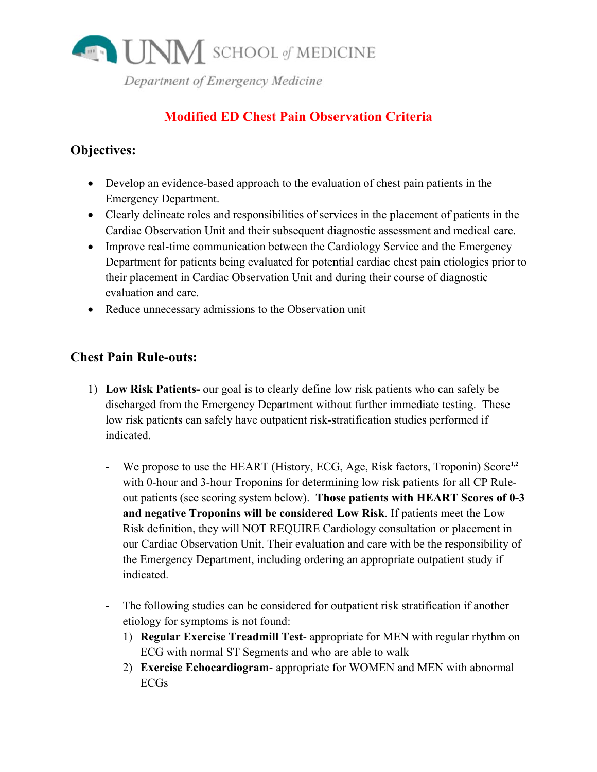UNM SCHOOL of MEDICINE

*Department of Emergency Medicine*

# Modified ED Chest Pain Observation Criteria

## Objectives:

- Develop an evidence-based approach to the evaluation of chest pain patients in the Emergency Department.
- Clearly delineate roles and responsibilities of services in the placement of patients in the Cardiac Observation Unit and their subsequent diagnostic assessment and medical care.
- Improve real-time communication between the Cardiology Service and the Emergency Department for patients being evaluated for potential cardiac chest pain etiologies prior to their placement in Cardiac Observation Unit and during their course of diagnostic evaluation and care.
- Reduce unnecessary admissions to the Observation unit

## Chest Pain Rule-outs:

1) **Low Risk Patients-** our goal is to clearly define low risk patients who can safely be discharged from the Emergency Department without further immediate testing. These low risk patients can safely have outpatient risk-stratification studies performed if indicated.

   - We propose to use the HEART (History, ECG, Age, Risk factors, Troponin) Score[1,2] with 0-hour and 3-hour Troponins for determining low risk patients for all CP Rule-out patients (see scoring system below). **Those patients with HEART Scores of 0-3 and negative Troponins will be considered Low Risk**. If patients meet the Low Risk definition, they will NOT REQUIRE Cardiology consultation or placement in our Cardiac Observation Unit. Their evaluation and care with be the responsibility of the Emergency Department, including ordering an appropriate outpatient study if indicated.

   - The following studies can be considered for outpatient risk stratification if another etiology for symptoms is not found:
     1) **Regular Exercise Treadmill Test**- appropriate for MEN with regular rhythm on ECG with normal ST Segments and who are able to walk
     2) **Exercise Echocardiogram**- appropriate for WOMEN and MEN with abnormal ECGs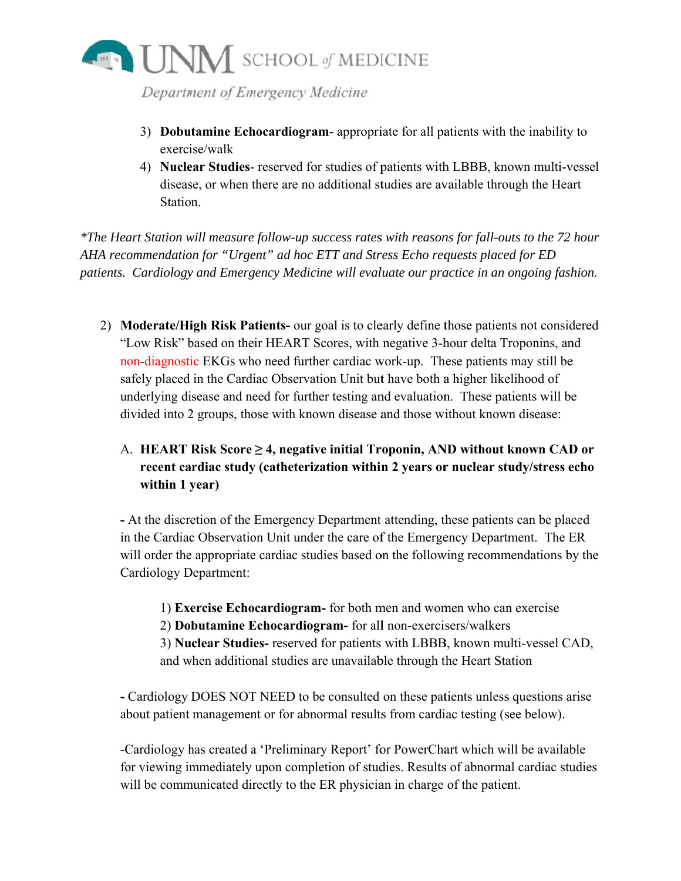3) **Dobutamine Echocardiogram**- appropriate for all patients with the inability to exercise/walk
4) **Nuclear Studies**- reserved for studies of patients with LBBB, known multi-vessel disease, or when there are no additional studies are available through the Heart Station.

*\*The Heart Station will measure follow-up success rates with reasons for fall-outs to the 72 hour AHA recommendation for "Urgent" ad hoc ETT and Stress Echo requests placed for ED patients. Cardiology and Emergency Medicine will evaluate our practice in an ongoing fashion.*

2) **Moderate/High Risk Patients-** our goal is to clearly define those patients not considered "Low Risk" based on their HEART Scores, with negative 3-hour delta Troponins, and non-diagnostic EKGs who need further cardiac work-up. These patients may still be safely placed in the Cardiac Observation Unit but have both a higher likelihood of underlying disease and need for further testing and evaluation. These patients will be divided into 2 groups, those with known disease and those without known disease:

   A. **HEART Risk Score ≥ 4, negative initial Troponin, AND without known CAD or recent cardiac study (catheterization within 2 years or nuclear study/stress echo within 1 year)**

   **-** At the discretion of the Emergency Department attending, these patients can be placed in the Cardiac Observation Unit under the care of the Emergency Department. The ER will order the appropriate cardiac studies based on the following recommendations by the Cardiology Department:

   1) **Exercise Echocardiogram-** for both men and women who can exercise
   2) **Dobutamine Echocardiogram-** for all non-exercisers/walkers
   3) **Nuclear Studies-** reserved for patients with LBBB, known multi-vessel CAD, and when additional studies are unavailable through the Heart Station

   **-** Cardiology DOES NOT NEED to be consulted on these patients unless questions arise about patient management or for abnormal results from cardiac testing (see below).

   -Cardiology has created a 'Preliminary Report' for PowerChart which will be available for viewing immediately upon completion of studies. Results of abnormal cardiac studies will be communicated directly to the ER physician in charge of the patient.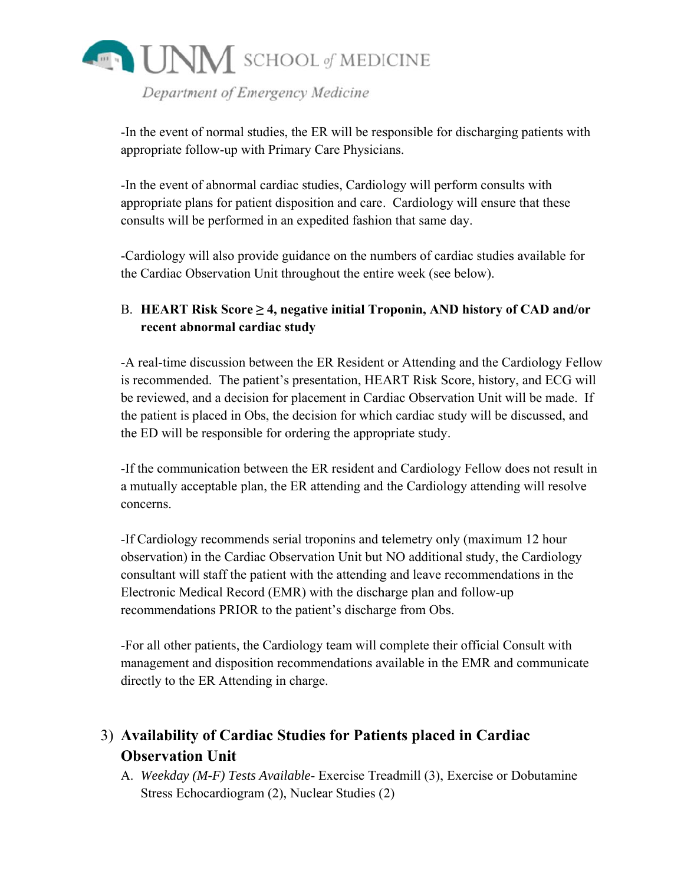-In the event of normal studies, the ER will be responsible for discharging patients with appropriate follow-up with Primary Care Physicians.

-In the event of abnormal cardiac studies, Cardiology will perform consults with appropriate plans for patient disposition and care. Cardiology will ensure that these consults will be performed in an expedited fashion that same day.

-Cardiology will also provide guidance on the numbers of cardiac studies available for the Cardiac Observation Unit throughout the entire week (see below).

B. **HEART Risk Score ≥ 4, negative initial Troponin, AND history of CAD and/or recent abnormal cardiac study**

-A real-time discussion between the ER Resident or Attending and the Cardiology Fellow is recommended. The patient's presentation, HEART Risk Score, history, and ECG will be reviewed, and a decision for placement in Cardiac Observation Unit will be made. If the patient is placed in Obs, the decision for which cardiac study will be discussed, and the ED will be responsible for ordering the appropriate study.

-If the communication between the ER resident and Cardiology Fellow does not result in a mutually acceptable plan, the ER attending and the Cardiology attending will resolve concerns.

-If Cardiology recommends serial troponins and telemetry only (maximum 12 hour observation) in the Cardiac Observation Unit but NO additional study, the Cardiology consultant will staff the patient with the attending and leave recommendations in the Electronic Medical Record (EMR) with the discharge plan and follow-up recommendations PRIOR to the patient's discharge from Obs.

-For all other patients, the Cardiology team will complete their official Consult with management and disposition recommendations available in the EMR and communicate directly to the ER Attending in charge.

## 3) Availability of Cardiac Studies for Patients placed in Cardiac Observation Unit

A. *Weekday (M-F) Tests Available*- Exercise Treadmill (3), Exercise or Dobutamine Stress Echocardiogram (2), Nuclear Studies (2)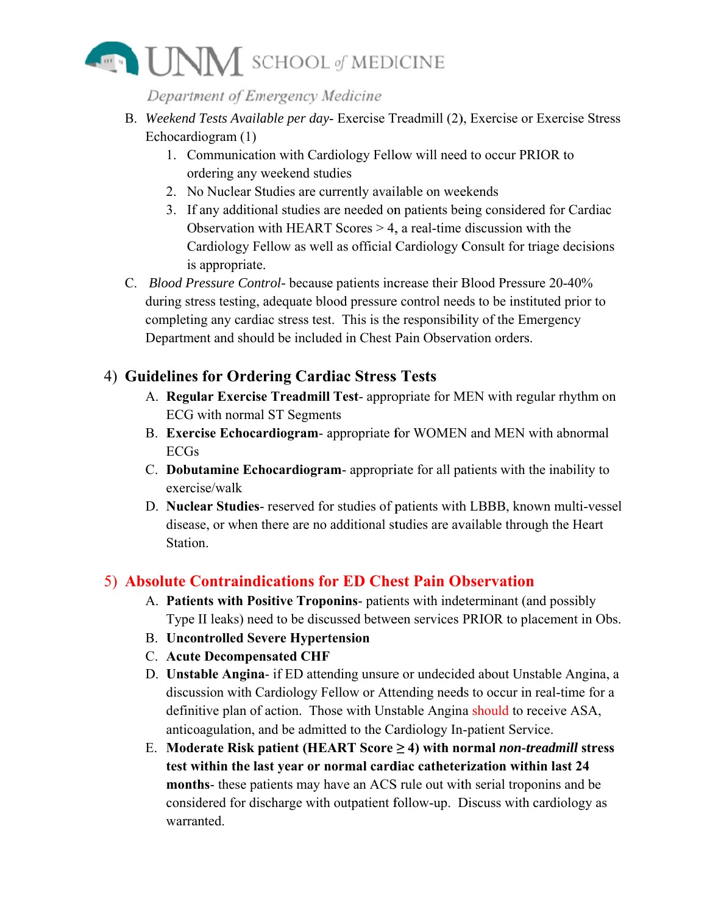B. *Weekend Tests Available per day*- Exercise Treadmill (2), Exercise or Exercise Stress Echocardiogram (1)
   1. Communication with Cardiology Fellow will need to occur PRIOR to ordering any weekend studies
   2. No Nuclear Studies are currently available on weekends
   3. If any additional studies are needed on patients being considered for Cardiac Observation with HEART Scores > 4, a real-time discussion with the Cardiology Fellow as well as official Cardiology Consult for triage decisions is appropriate.

C. *Blood Pressure Control*- because patients increase their Blood Pressure 20-40% during stress testing, adequate blood pressure control needs to be instituted prior to completing any cardiac stress test. This is the responsibility of the Emergency Department and should be included in Chest Pain Observation orders.

## 4) Guidelines for Ordering Cardiac Stress Tests

A. **Regular Exercise Treadmill Test**- appropriate for MEN with regular rhythm on ECG with normal ST Segments
B. **Exercise Echocardiogram**- appropriate for WOMEN and MEN with abnormal ECGs
C. **Dobutamine Echocardiogram**- appropriate for all patients with the inability to exercise/walk
D. **Nuclear Studies**- reserved for studies of patients with LBBB, known multi-vessel disease, or when there are no additional studies are available through the Heart Station.

## 5) Absolute Contraindications for ED Chest Pain Observation

A. **Patients with Positive Troponins**- patients with indeterminant (and possibly Type II leaks) need to be discussed between services PRIOR to placement in Obs.
B. **Uncontrolled Severe Hypertension**
C. **Acute Decompensated CHF**
D. **Unstable Angina**- if ED attending unsure or undecided about Unstable Angina, a discussion with Cardiology Fellow or Attending needs to occur in real-time for a definitive plan of action. Those with Unstable Angina should to receive ASA, anticoagulation, and be admitted to the Cardiology In-patient Service.
E. **Moderate Risk patient (HEART Score ≥ 4) with normal *non-treadmill* stress test within the last year or normal cardiac catheterization within last 24 months**- these patients may have an ACS rule out with serial troponins and be considered for discharge with outpatient follow-up. Discuss with cardiology as warranted.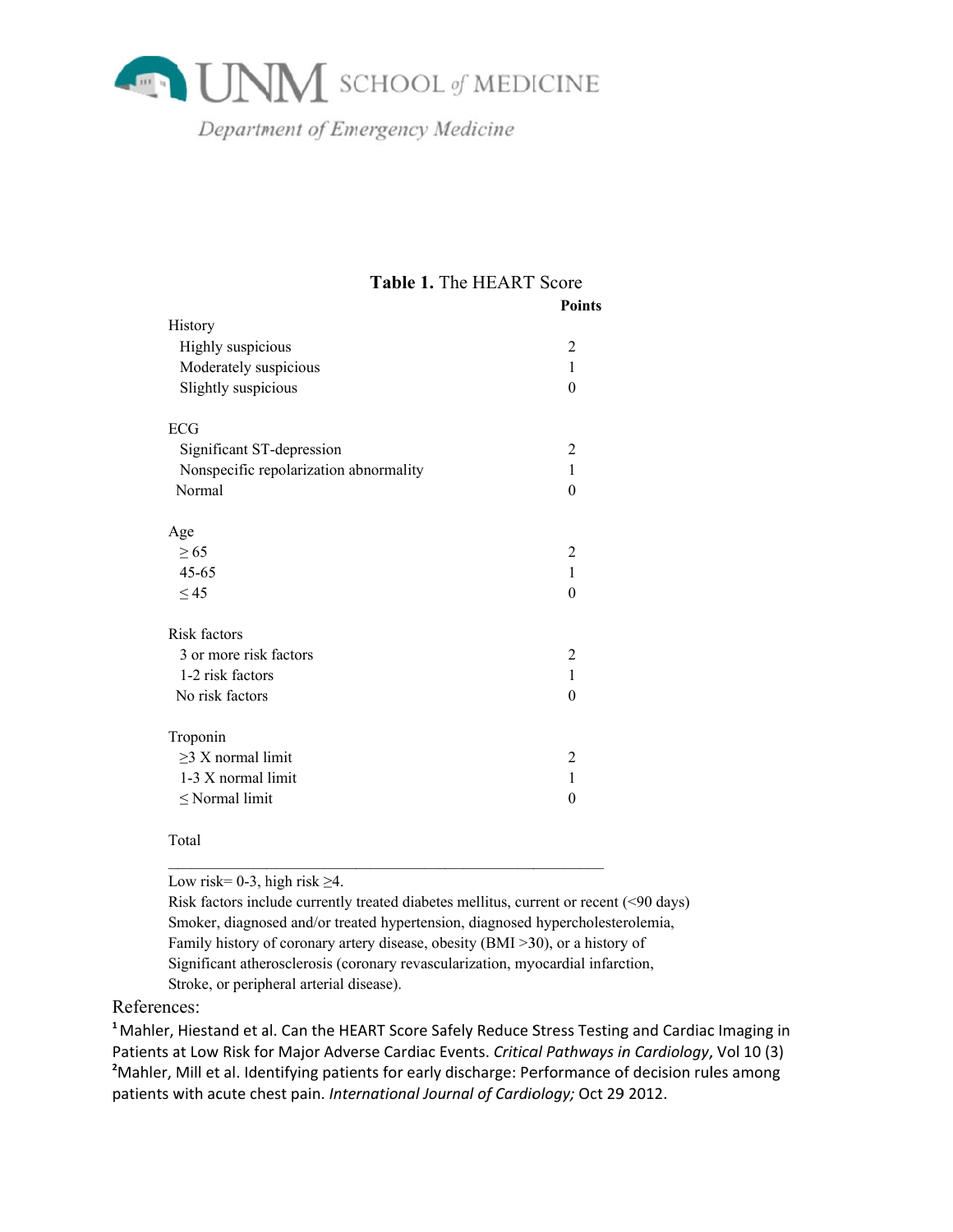UNM SCHOOL of MEDICINE

*Department of Emergency Medicine*

**Table 1.** The HEART Score

| | **Points** |
|---|---|
| History | |
| Highly suspicious | 2 |
| Moderately suspicious | 1 |
| Slightly suspicious | 0 |
| ECG | |
| Significant ST-depression | 2 |
| Nonspecific repolarization abnormality | 1 |
| Normal | 0 |
| Age | |
| ≥ 65 | 2 |
| 45-65 | 1 |
| ≤ 45 | 0 |
| Risk factors | |
| 3 or more risk factors | 2 |
| 1-2 risk factors | 1 |
| No risk factors | 0 |
| Troponin | |
| ≥3 X normal limit | 2 |
| 1-3 X normal limit | 1 |
| ≤ Normal limit | 0 |
| Total | |

Low risk= 0-3, high risk ≥4.

Risk factors include currently treated diabetes mellitus, current or recent (<90 days) Smoker, diagnosed and/or treated hypertension, diagnosed hypercholesterolemia, Family history of coronary artery disease, obesity (BMI >30), or a history of Significant atherosclerosis (coronary revascularization, myocardial infarction, Stroke, or peripheral arterial disease).

References:

[1] Mahler, Hiestand et al. Can the HEART Score Safely Reduce Stress Testing and Cardiac Imaging in Patients at Low Risk for Major Adverse Cardiac Events. *Critical Pathways in Cardiology*, Vol 10 (3)

[2] Mahler, Mill et al. Identifying patients for early discharge: Performance of decision rules among patients with acute chest pain. *International Journal of Cardiology;* Oct 29 2012.